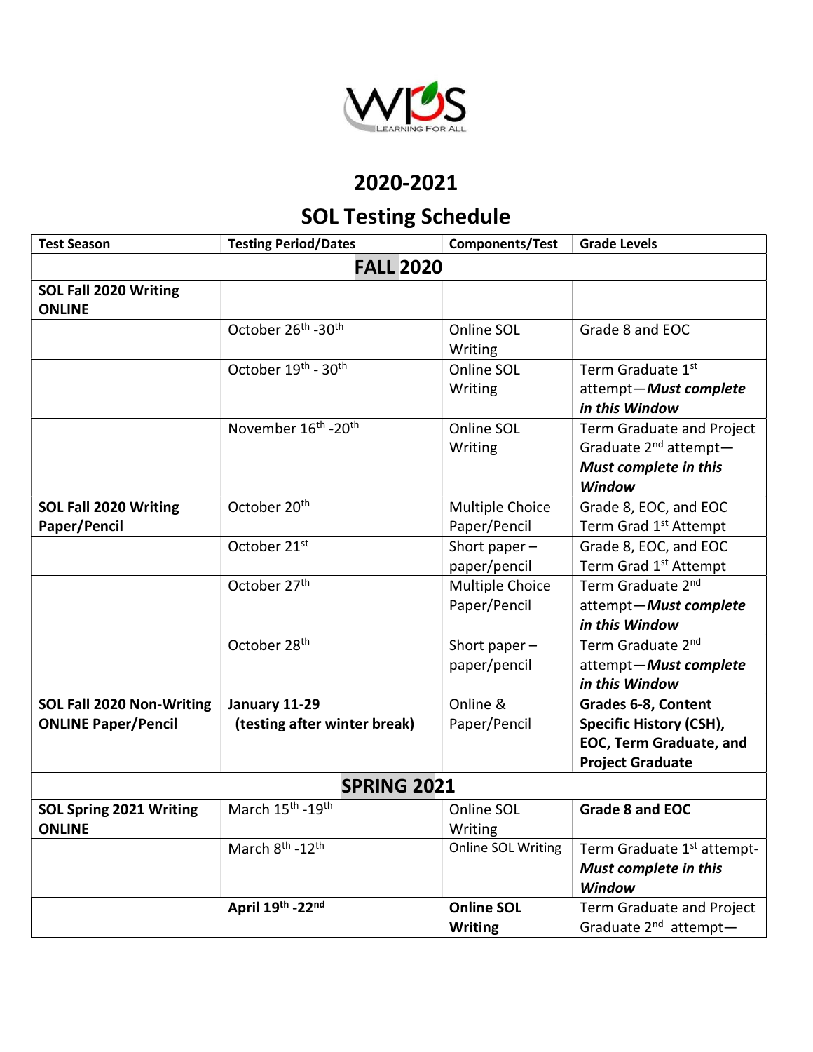# 2020-2021

# SOL Testing Schedule

| Test Season | Testing Period/Dates | Components/Test | Grade Levels |
|---|---|---|---|
| **FALL 2020** | | | |
| **SOL Fall 2020 Writing ONLINE** | | | |
| | October 26th -30th | Online SOL Writing | Grade 8 and EOC |
| | October 19th - 30th | Online SOL Writing | Term Graduate 1st attempt—***Must complete in this Window*** |
| | November 16th -20th | Online SOL Writing | Term Graduate and Project Graduate 2nd attempt—***Must complete in this Window*** |
| **SOL Fall 2020 Writing Paper/Pencil** | October 20th | Multiple Choice Paper/Pencil | Grade 8, EOC, and EOC Term Grad 1st Attempt |
| | October 21st | Short paper – paper/pencil | Grade 8, EOC, and EOC Term Grad 1st Attempt |
| | October 27th | Multiple Choice Paper/Pencil | Term Graduate 2nd attempt—***Must complete in this Window*** |
| | October 28th | Short paper – paper/pencil | Term Graduate 2nd attempt—***Must complete in this Window*** |
| **SOL Fall 2020 Non-Writing ONLINE Paper/Pencil** | **January 11-29 (testing after winter break)** | Online & Paper/Pencil | **Grades 6-8, Content Specific History (CSH), EOC, Term Graduate, and Project Graduate** |
| **SPRING 2021** | | | |
| **SOL Spring 2021 Writing ONLINE** | March 15th -19th | Online SOL Writing | **Grade 8 and EOC** |
| | March 8th -12th | Online SOL Writing | Term Graduate 1st attempt- ***Must complete in this Window*** |
| | **April 19th -22nd** | **Online SOL Writing** | Term Graduate and Project Graduate 2nd attempt— |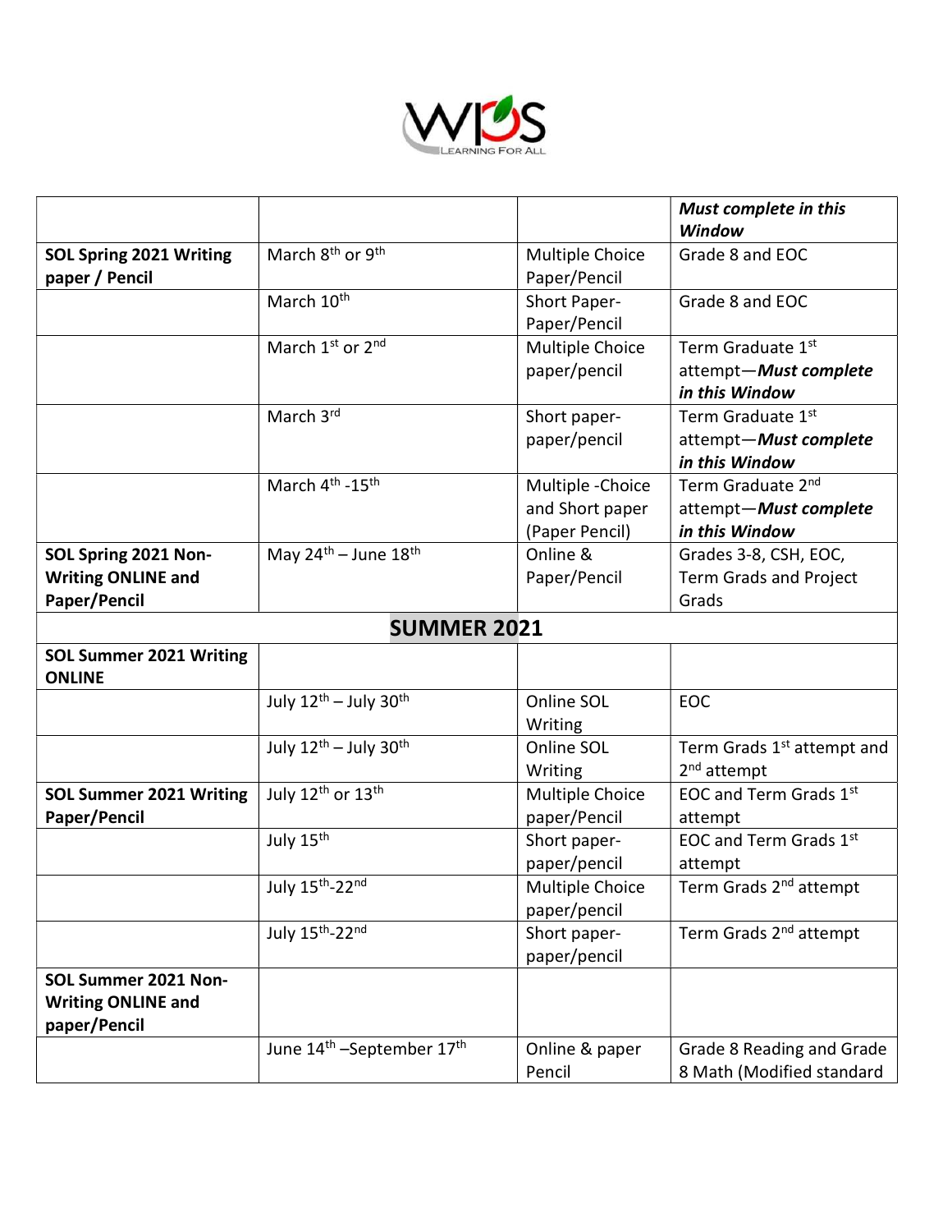| | | | ***Must complete in this Window*** |
|---|---|---|---|
| **SOL Spring 2021 Writing paper / Pencil** | March 8th or 9th | Multiple Choice Paper/Pencil | Grade 8 and EOC |
| | March 10th | Short Paper-Paper/Pencil | Grade 8 and EOC |
| | March 1st or 2nd | Multiple Choice paper/pencil | Term Graduate 1st attempt—***Must complete in this Window*** |
| | March 3rd | Short paper-paper/pencil | Term Graduate 1st attempt—***Must complete in this Window*** |
| | March 4th -15th | Multiple -Choice and Short paper (Paper Pencil) | Term Graduate 2nd attempt—***Must complete in this Window*** |
| **SOL Spring 2021 Non-Writing ONLINE and Paper/Pencil** | May 24th – June 18th | Online & Paper/Pencil | Grades 3-8, CSH, EOC, Term Grads and Project Grads |
| **SUMMER 2021** | | | |
| **SOL Summer 2021 Writing ONLINE** | | | |
| | July 12th – July 30th | Online SOL Writing | EOC |
| | July 12th – July 30th | Online SOL Writing | Term Grads 1st attempt and 2nd attempt |
| **SOL Summer 2021 Writing Paper/Pencil** | July 12th or 13th | Multiple Choice paper/Pencil | EOC and Term Grads 1st attempt |
| | July 15th | Short paper-paper/pencil | EOC and Term Grads 1st attempt |
| | July 15th-22nd | Multiple Choice paper/pencil | Term Grads 2nd attempt |
| | July 15th-22nd | Short paper-paper/pencil | Term Grads 2nd attempt |
| **SOL Summer 2021 Non-Writing ONLINE and paper/Pencil** | | | |
| | June 14th –September 17th | Online & paper Pencil | Grade 8 Reading and Grade 8 Math (Modified standard |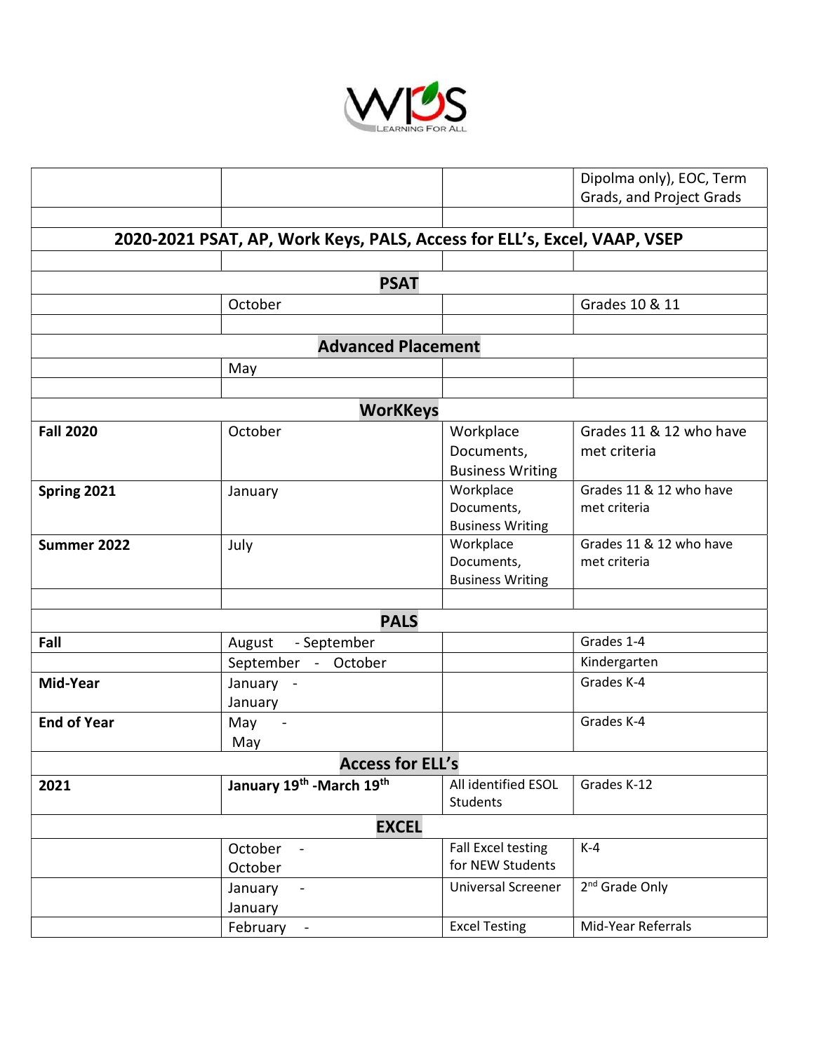| | | | |
|---|---|---|---|
| | | | Dipolma only), EOC, Term Grads, and Project Grads |
| | | | |
| **2020-2021 PSAT, AP, Work Keys, PALS, Access for ELL's, Excel, VAAP, VSEP** | | | |
| | | | |
| **PSAT** | | | |
| | October | | Grades 10 & 11 |
| | | | |
| **Advanced Placement** | | | |
| | May | | |
| | | | |
| **WorKKeys** | | | |
| **Fall 2020** | October | Workplace Documents, Business Writing | Grades 11 & 12 who have met criteria |
| **Spring 2021** | January | Workplace Documents, Business Writing | Grades 11 & 12 who have met criteria |
| **Summer 2022** | July | Workplace Documents, Business Writing | Grades 11 & 12 who have met criteria |
| | | | |
| **PALS** | | | |
| **Fall** | August - September | | Grades 1-4 |
| | September - October | | Kindergarten |
| **Mid-Year** | January - January | | Grades K-4 |
| **End of Year** | May - May | | Grades K-4 |
| **Access for ELL's** | | | |
| **2021** | **January 19th -March 19th** | All identified ESOL Students | Grades K-12 |
| **EXCEL** | | | |
| | October - October | Fall Excel testing for NEW Students | K-4 |
| | January - January | Universal Screener | 2nd Grade Only |
| | February - | Excel Testing | Mid-Year Referrals |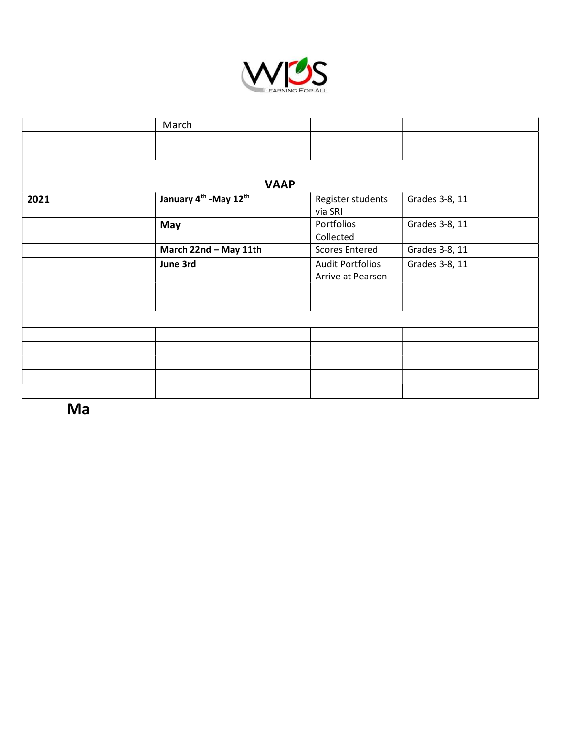| | | | |
|---|---|---|---|
| | March | | |
| | | | |
| | | | |
| **VAAP** | | | |
| **2021** | **January 4th -May 12th** | Register students via SRI | Grades 3-8, 11 |
| | **May** | Portfolios Collected | Grades 3-8, 11 |
| | **March 22nd – May 11th** | Scores Entered | Grades 3-8, 11 |
| | **June 3rd** | Audit Portfolios Arrive at Pearson | Grades 3-8, 11 |
| | | | |
| | | | |
| | | | |
| | | | |
| | | | |
| | | | |
| | | | |
| | | | |

**Ma**